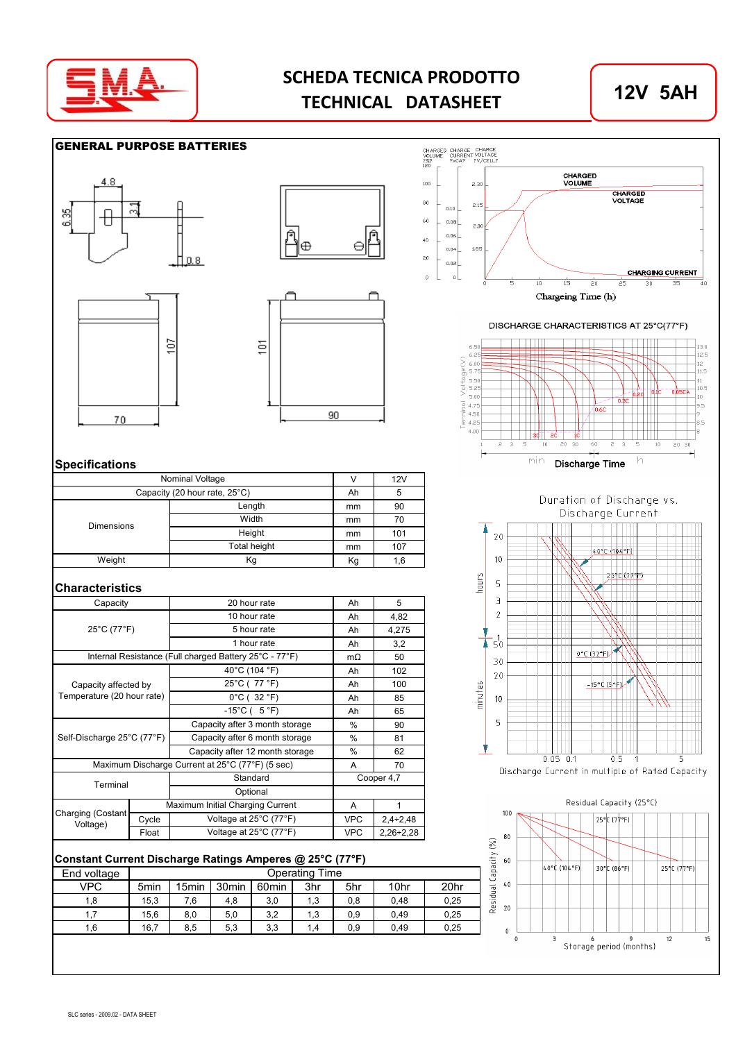# SCHEDA TECNICA PRODOTTO
# TECHNICAL DATASHEET

**12V 5AH**

## GENERAL PURPOSE BATTERIES

## Specifications

| | | | |
|---|---|---|---|
| Nominal Voltage | | V | 12V |
| Capacity (20 hour rate, 25°C) | | Ah | 5 |
| Dimensions | Length | mm | 90 |
| | Width | mm | 70 |
| | Height | mm | 101 |
| | Total height | mm | 107 |
| Weight | Kg | Kg | 1,6 |

## Characteristics

| | | | |
|---|---|---|---|
| Capacity | 20 hour rate | Ah | 5 |
| 25°C (77°F) | 10 hour rate | Ah | 4,82 |
| | 5 hour rate | Ah | 4,275 |
| | 1 hour rate | Ah | 3,2 |
| Internal Resistance (Full charged Battery 25°C - 77°F) | | mΩ | 50 |
| Capacity affected by Temperature (20 hour rate) | 40°C (104 °F) | Ah | 102 |
| | 25°C ( 77 °F) | Ah | 100 |
| | 0°C ( 32 °F) | Ah | 85 |
| | -15°C ( 5 °F) | Ah | 65 |
| Self-Discharge 25°C (77°F) | Capacity after 3 month storage | % | 90 |
| | Capacity after 6 month storage | % | 81 |
| | Capacity after 12 month storage | % | 62 |
| Maximum Discharge Current at 25°C (77°F) (5 sec) | | A | 70 |
| Terminal | Standard | Cooper 4,7 | |
| | Optional | | |
| Charging (Costant Voltage) | Maximum Initial Charging Current | A | 1 |
| Cycle | Voltage at 25°C (77°F) | VPC | 2,4÷2,48 |
| Float | Voltage at 25°C (77°F) | VPC | 2,26÷2,28 |

## Constant Current Discharge Ratings Amperes @ 25°C (77°F)

| End voltage | Operating Time | | | | | | | |
|---|---|---|---|---|---|---|---|---|
| VPC | 5min | 15min | 30min | 60min | 3hr | 5hr | 10hr | 20hr |
| 1,8 | 15,3 | 7,6 | 4,8 | 3,0 | 1,3 | 0,8 | 0,48 | 0,25 |
| 1,7 | 15,6 | 8,0 | 5,0 | 3,2 | 1,3 | 0,9 | 0,49 | 0,25 |
| 1,6 | 16,7 | 8,5 | 5,3 | 3,3 | 1,4 | 0,9 | 0,49 | 0,25 |

Chargeing Time (h)

DISCHARGE CHARACTERISTICS AT 25°C(77°F)

Discharge Time

Duration of Discharge vs. Discharge Current

Discharge Current in multiple of Rated Capacity

Residual Capacity (25°C)

Storage period (months)

SLC series - 2009.02 - DATA SHEET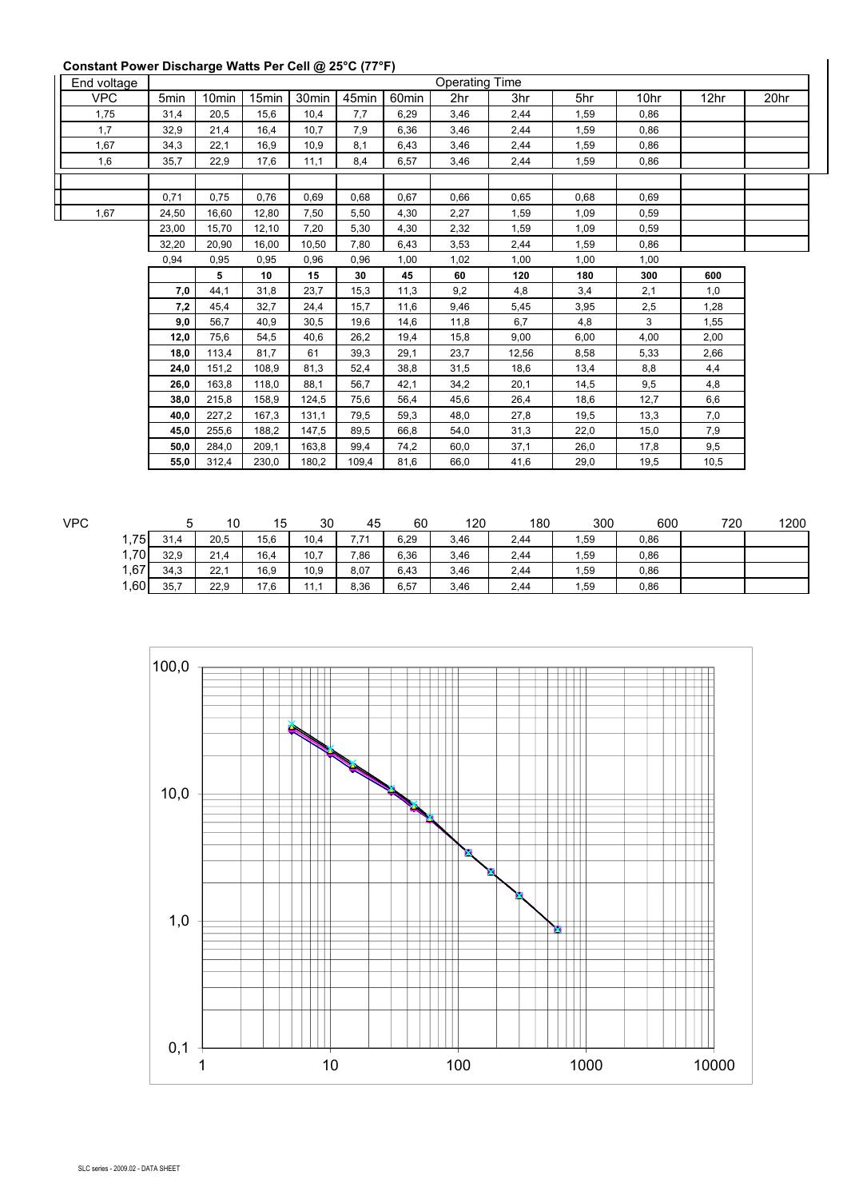**Constant Power Discharge Watts Per Cell @ 25°C (77°F)**

| End voltage | Operating Time | | | | | | | | | | | |
|---|---|---|---|---|---|---|---|---|---|---|---|---|
| VPC | 5min | 10min | 15min | 30min | 45min | 60min | 2hr | 3hr | 5hr | 10hr | 12hr | 20hr |
| 1,75 | 31,4 | 20,5 | 15,6 | 10,4 | 7,7 | 6,29 | 3,46 | 2,44 | 1,59 | 0,86 | | |
| 1,7 | 32,9 | 21,4 | 16,4 | 10,7 | 7,9 | 6,36 | 3,46 | 2,44 | 1,59 | 0,86 | | |
| 1,67 | 34,3 | 22,1 | 16,9 | 10,9 | 8,1 | 6,43 | 3,46 | 2,44 | 1,59 | 0,86 | | |
| 1,6 | 35,7 | 22,9 | 17,6 | 11,1 | 8,4 | 6,57 | 3,46 | 2,44 | 1,59 | 0,86 | | |
| | | | | | | | | | | | | |
| | 0,71 | 0,75 | 0,76 | 0,69 | 0,68 | 0,67 | 0,66 | 0,65 | 0,68 | 0,69 | | |
| 1,67 | 24,50 | 16,60 | 12,80 | 7,50 | 5,50 | 4,30 | 2,27 | 1,59 | 1,09 | 0,59 | | |
| | 23,00 | 15,70 | 12,10 | 7,20 | 5,30 | 4,30 | 2,32 | 1,59 | 1,09 | 0,59 | | |
| | 32,20 | 20,90 | 16,00 | 10,50 | 7,80 | 6,43 | 3,53 | 2,44 | 1,59 | 0,86 | | |
| | 0,94 | 0,95 | 0,95 | 0,96 | 0,96 | 1,00 | 1,02 | 1,00 | 1,00 | 1,00 | | |

| | 5 | 10 | 15 | 30 | 45 | 60 | 120 | 180 | 300 | 600 |
|---|---|---|---|---|---|---|---|---|---|---|
| **7,0** | 44,1 | 31,8 | 23,7 | 15,3 | 11,3 | 9,2 | 4,8 | 3,4 | 2,1 | 1,0 |
| **7,2** | 45,4 | 32,7 | 24,4 | 15,7 | 11,6 | 9,46 | 5,45 | 3,95 | 2,5 | 1,28 |
| **9,0** | 56,7 | 40,9 | 30,5 | 19,6 | 14,6 | 11,8 | 6,7 | 4,8 | 3 | 1,55 |
| **12,0** | 75,6 | 54,5 | 40,6 | 26,2 | 19,4 | 15,8 | 9,00 | 6,00 | 4,00 | 2,00 |
| **18,0** | 113,4 | 81,7 | 61 | 39,3 | 29,1 | 23,7 | 12,56 | 8,58 | 5,33 | 2,66 |
| **24,0** | 151,2 | 108,9 | 81,3 | 52,4 | 38,8 | 31,5 | 18,6 | 13,4 | 8,8 | 4,4 |
| **26,0** | 163,8 | 118,0 | 88,1 | 56,7 | 42,1 | 34,2 | 20,1 | 14,5 | 9,5 | 4,8 |
| **38,0** | 215,8 | 158,9 | 124,5 | 75,6 | 56,4 | 45,6 | 26,4 | 18,6 | 12,7 | 6,6 |
| **40,0** | 227,2 | 167,3 | 131,1 | 79,5 | 59,3 | 48,0 | 27,8 | 19,5 | 13,3 | 7,0 |
| **45,0** | 255,6 | 188,2 | 147,5 | 89,5 | 66,8 | 54,0 | 31,3 | 22,0 | 15,0 | 7,9 |
| **50,0** | 284,0 | 209,1 | 163,8 | 99,4 | 74,2 | 60,0 | 37,1 | 26,0 | 17,8 | 9,5 |
| **55,0** | 312,4 | 230,0 | 180,2 | 109,4 | 81,6 | 66,0 | 41,6 | 29,0 | 19,5 | 10,5 |

| VPC | 5 | 10 | 15 | 30 | 45 | 60 | 120 | 180 | 300 | 600 | 720 | 1200 |
|---|---|---|---|---|---|---|---|---|---|---|---|---|
| 1,75 | 31,4 | 20,5 | 15,6 | 10,4 | 7,71 | 6,29 | 3,46 | 2,44 | 1,59 | 0,86 | | |
| 1,70 | 32,9 | 21,4 | 16,4 | 10,7 | 7,86 | 6,36 | 3,46 | 2,44 | 1,59 | 0,86 | | |
| 1,67 | 34,3 | 22,1 | 16,9 | 10,9 | 8,07 | 6,43 | 3,46 | 2,44 | 1,59 | 0,86 | | |
| 1,60 | 35,7 | 22,9 | 17,6 | 11,1 | 8,36 | 6,57 | 3,46 | 2,44 | 1,59 | 0,86 | | |

100,0

10,0

1,0

0,1

1 10 100 1000 10000

SLC series - 2009.02 - DATA SHEET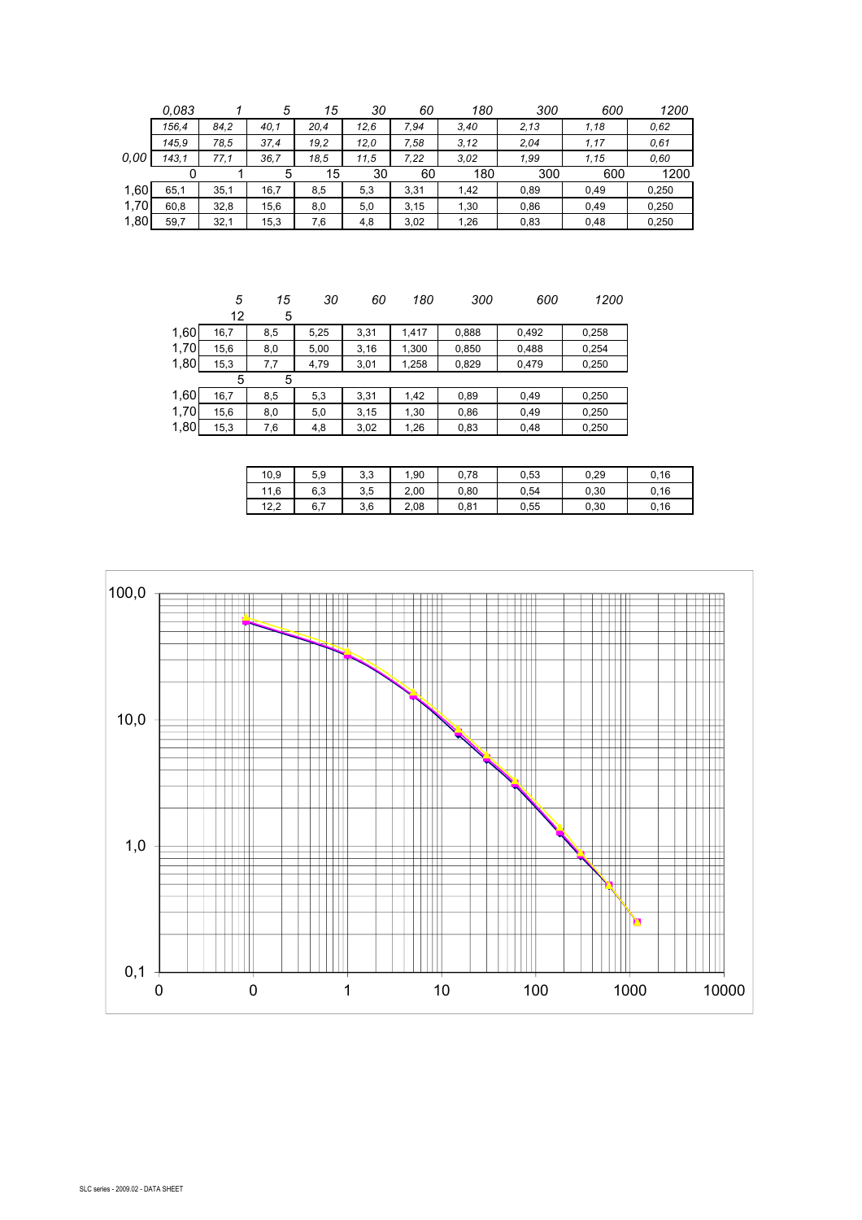| | 0,083 | 1 | 5 | 15 | 30 | 60 | 180 | 300 | 600 | 1200 |
|---|---|---|---|---|---|---|---|---|---|---|
| | *156,4* | *84,2* | *40,1* | *20,4* | *12,6* | *7,94* | *3,40* | *2,13* | *1,18* | *0,62* |
| | *145,9* | *78,5* | *37,4* | *19,2* | *12,0* | *7,58* | *3,12* | *2,04* | *1,17* | *0,61* |
| *0,00* | *143,1* | *77,1* | *36,7* | *18,5* | *11,5* | *7,22* | *3,02* | *1,99* | *1,15* | *0,60* |
| | 0 | 1 | 5 | 15 | 30 | 60 | 180 | 300 | 600 | 1200 |
| 1,60 | 65,1 | 35,1 | 16,7 | 8,5 | 5,3 | 3,31 | 1,42 | 0,89 | 0,49 | 0,250 |
| 1,70 | 60,8 | 32,8 | 15,6 | 8,0 | 5,0 | 3,15 | 1,30 | 0,86 | 0,49 | 0,250 |
| 1,80 | 59,7 | 32,1 | 15,3 | 7,6 | 4,8 | 3,02 | 1,26 | 0,83 | 0,48 | 0,250 |

| | 5 | 15 | 30 | 60 | 180 | 300 | 600 | 1200 |
|---|---|---|---|---|---|---|---|---|
| | 12 | 5 | | | | | | |
| 1,60 | 16,7 | 8,5 | 5,25 | 3,31 | 1,417 | 0,888 | 0,492 | 0,258 |
| 1,70 | 15,6 | 8,0 | 5,00 | 3,16 | 1,300 | 0,850 | 0,488 | 0,254 |
| 1,80 | 15,3 | 7,7 | 4,79 | 3,01 | 1,258 | 0,829 | 0,479 | 0,250 |
| | 5 | 5 | | | | | | |
| 1,60 | 16,7 | 8,5 | 5,3 | 3,31 | 1,42 | 0,89 | 0,49 | 0,250 |
| 1,70 | 15,6 | 8,0 | 5,0 | 3,15 | 1,30 | 0,86 | 0,49 | 0,250 |
| 1,80 | 15,3 | 7,6 | 4,8 | 3,02 | 1,26 | 0,83 | 0,48 | 0,250 |

| | | | | | | | |
|---|---|---|---|---|---|---|---|
| 10,9 | 5,9 | 3,3 | 1,90 | 0,78 | 0,53 | 0,29 | 0,16 |
| 11,6 | 6,3 | 3,5 | 2,00 | 0,80 | 0,54 | 0,30 | 0,16 |
| 12,2 | 6,7 | 3,6 | 2,08 | 0,81 | 0,55 | 0,30 | 0,16 |

100,0
10,0
1,0
0,1
0
0
1
10
100
1000
10000